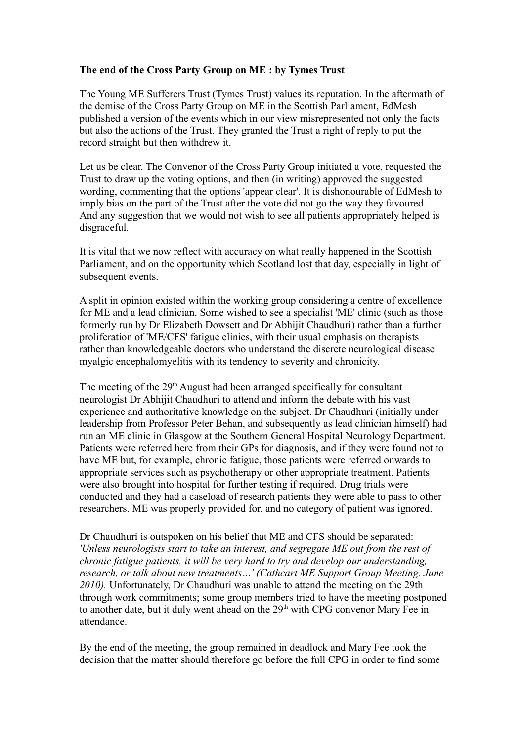**The end of the Cross Party Group on ME : by Tymes Trust**

The Young ME Sufferers Trust (Tymes Trust) values its reputation. In the aftermath of the demise of the Cross Party Group on ME in the Scottish Parliament, EdMesh published a version of the events which in our view misrepresented not only the facts but also the actions of the Trust. They granted the Trust a right of reply to put the record straight but then withdrew it.

Let us be clear. The Convenor of the Cross Party Group initiated a vote, requested the Trust to draw up the voting options, and then (in writing) approved the suggested wording, commenting that the options 'appear clear'. It is dishonourable of EdMesh to imply bias on the part of the Trust after the vote did not go the way they favoured. And any suggestion that we would not wish to see all patients appropriately helped is disgraceful.

It is vital that we now reflect with accuracy on what really happened in the Scottish Parliament, and on the opportunity which Scotland lost that day, especially in light of subsequent events.

A split in opinion existed within the working group considering a centre of excellence for ME and a lead clinician. Some wished to see a specialist 'ME' clinic (such as those formerly run by Dr Elizabeth Dowsett and Dr Abhijit Chaudhuri) rather than a further proliferation of 'ME/CFS' fatigue clinics, with their usual emphasis on therapists rather than knowledgeable doctors who understand the discrete neurological disease myalgic encephalomyelitis with its tendency to severity and chronicity.

The meeting of the 29th August had been arranged specifically for consultant neurologist Dr Abhijit Chaudhuri to attend and inform the debate with his vast experience and authoritative knowledge on the subject. Dr Chaudhuri (initially under leadership from Professor Peter Behan, and subsequently as lead clinician himself) had run an ME clinic in Glasgow at the Southern General Hospital Neurology Department. Patients were referred here from their GPs for diagnosis, and if they were found not to have ME but, for example, chronic fatigue, those patients were referred onwards to appropriate services such as psychotherapy or other appropriate treatment. Patients were also brought into hospital for further testing if required. Drug trials were conducted and they had a caseload of research patients they were able to pass to other researchers. ME was properly provided for, and no category of patient was ignored.

Dr Chaudhuri is outspoken on his belief that ME and CFS should be separated: *'Unless neurologists start to take an interest, and segregate ME out from the rest of chronic fatigue patients, it will be very hard to try and develop our understanding, research, or talk about new treatments…' (Cathcart ME Support Group Meeting, June 2010).* Unfortunately, Dr Chaudhuri was unable to attend the meeting on the 29th through work commitments; some group members tried to have the meeting postponed to another date, but it duly went ahead on the 29th with CPG convenor Mary Fee in attendance.

By the end of the meeting, the group remained in deadlock and Mary Fee took the decision that the matter should therefore go before the full CPG in order to find some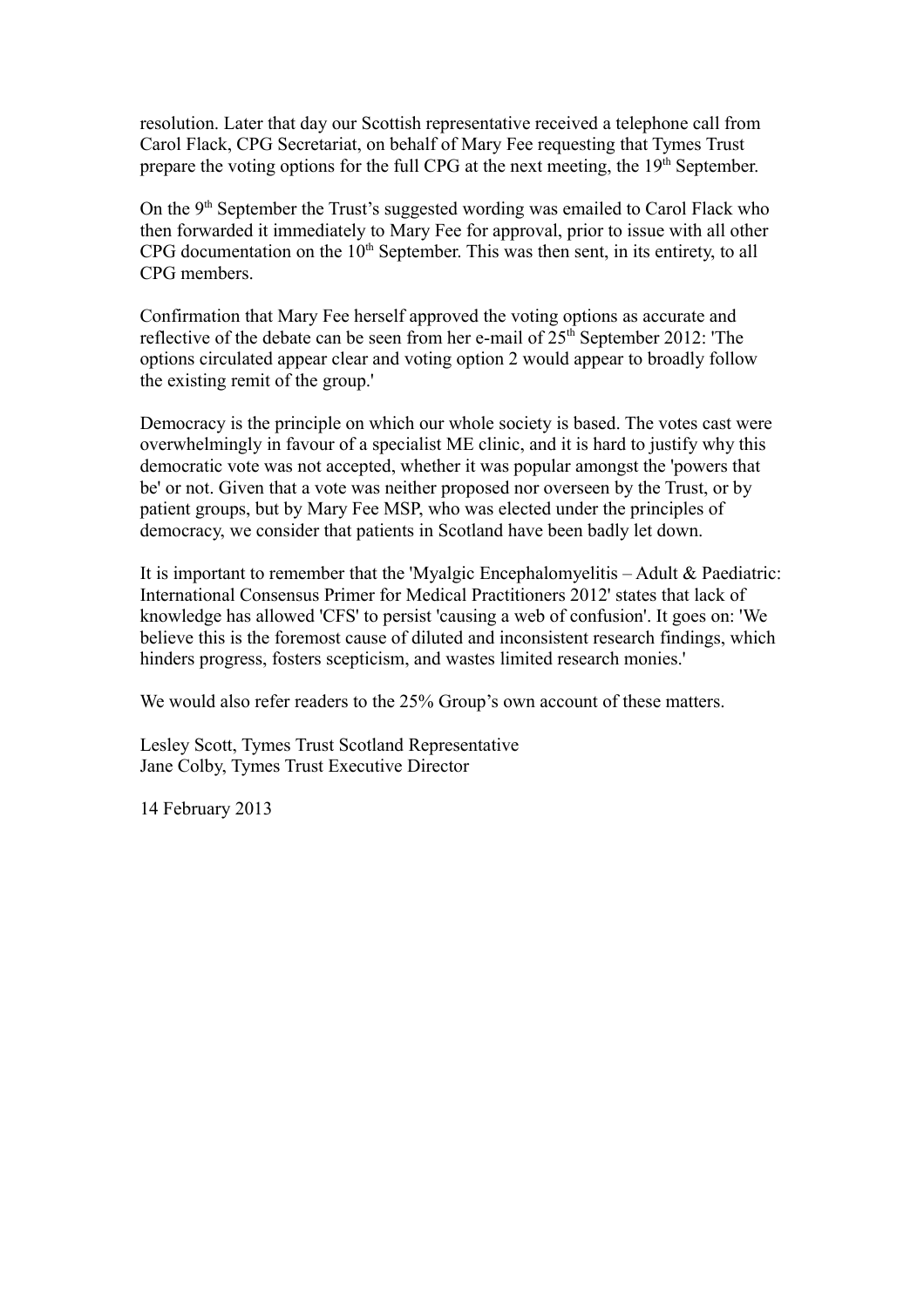resolution. Later that day our Scottish representative received a telephone call from Carol Flack, CPG Secretariat, on behalf of Mary Fee requesting that Tymes Trust prepare the voting options for the full CPG at the next meeting, the 19th September.

On the 9th September the Trust's suggested wording was emailed to Carol Flack who then forwarded it immediately to Mary Fee for approval, prior to issue with all other CPG documentation on the 10th September. This was then sent, in its entirety, to all CPG members.

Confirmation that Mary Fee herself approved the voting options as accurate and reflective of the debate can be seen from her e-mail of 25th September 2012: 'The options circulated appear clear and voting option 2 would appear to broadly follow the existing remit of the group.'

Democracy is the principle on which our whole society is based. The votes cast were overwhelmingly in favour of a specialist ME clinic, and it is hard to justify why this democratic vote was not accepted, whether it was popular amongst the 'powers that be' or not. Given that a vote was neither proposed nor overseen by the Trust, or by patient groups, but by Mary Fee MSP, who was elected under the principles of democracy, we consider that patients in Scotland have been badly let down.

It is important to remember that the 'Myalgic Encephalomyelitis – Adult & Paediatric: International Consensus Primer for Medical Practitioners 2012' states that lack of knowledge has allowed 'CFS' to persist 'causing a web of confusion'. It goes on: 'We believe this is the foremost cause of diluted and inconsistent research findings, which hinders progress, fosters scepticism, and wastes limited research monies.'

We would also refer readers to the 25% Group's own account of these matters.

Lesley Scott, Tymes Trust Scotland Representative
Jane Colby, Tymes Trust Executive Director

14 February 2013